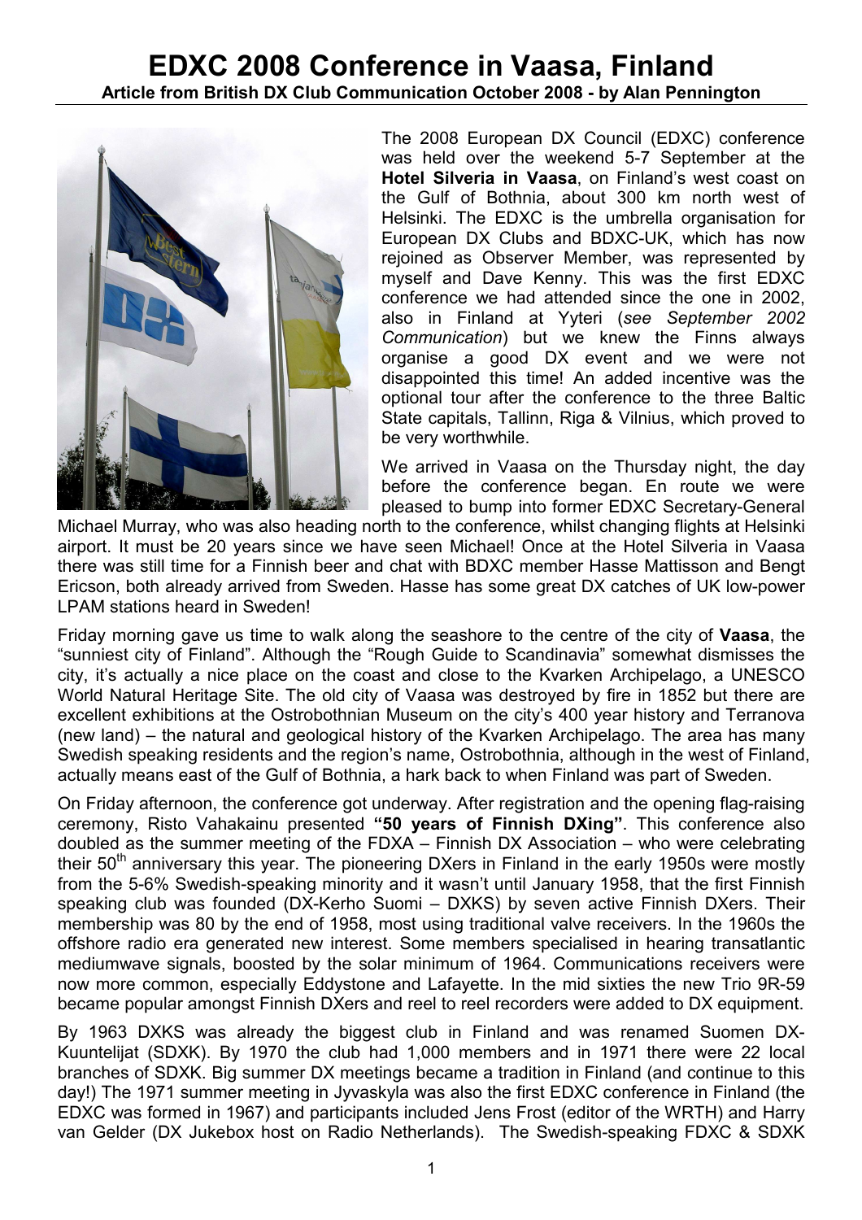# EDXC 2008 Conference in Vaasa, Finland

**Article from British DX Club Communication October 2008 - by Alan Pennington**

The 2008 European DX Council (EDXC) conference was held over the weekend 5-7 September at the **Hotel Silveria in Vaasa**, on Finland's west coast on the Gulf of Bothnia, about 300 km north west of Helsinki. The EDXC is the umbrella organisation for European DX Clubs and BDXC-UK, which has now rejoined as Observer Member, was represented by myself and Dave Kenny. This was the first EDXC conference we had attended since the one in 2002, also in Finland at Yyteri (*see September 2002 Communication*) but we knew the Finns always organise a good DX event and we were not disappointed this time! An added incentive was the optional tour after the conference to the three Baltic State capitals, Tallinn, Riga & Vilnius, which proved to be very worthwhile.

We arrived in Vaasa on the Thursday night, the day before the conference began. En route we were pleased to bump into former EDXC Secretary-General Michael Murray, who was also heading north to the conference, whilst changing flights at Helsinki airport. It must be 20 years since we have seen Michael! Once at the Hotel Silveria in Vaasa there was still time for a Finnish beer and chat with BDXC member Hasse Mattisson and Bengt Ericson, both already arrived from Sweden. Hasse has some great DX catches of UK low-power LPAM stations heard in Sweden!

Friday morning gave us time to walk along the seashore to the centre of the city of **Vaasa**, the "sunniest city of Finland". Although the "Rough Guide to Scandinavia" somewhat dismisses the city, it's actually a nice place on the coast and close to the Kvarken Archipelago, a UNESCO World Natural Heritage Site. The old city of Vaasa was destroyed by fire in 1852 but there are excellent exhibitions at the Ostrobothnian Museum on the city's 400 year history and Terranova (new land) – the natural and geological history of the Kvarken Archipelago. The area has many Swedish speaking residents and the region's name, Ostrobothnia, although in the west of Finland, actually means east of the Gulf of Bothnia, a hark back to when Finland was part of Sweden.

On Friday afternoon, the conference got underway. After registration and the opening flag-raising ceremony, Risto Vahakainu presented **"50 years of Finnish DXing"**. This conference also doubled as the summer meeting of the FDXA – Finnish DX Association – who were celebrating their 50th anniversary this year. The pioneering DXers in Finland in the early 1950s were mostly from the 5-6% Swedish-speaking minority and it wasn't until January 1958, that the first Finnish speaking club was founded (DX-Kerho Suomi – DXKS) by seven active Finnish DXers. Their membership was 80 by the end of 1958, most using traditional valve receivers. In the 1960s the offshore radio era generated new interest. Some members specialised in hearing transatlantic mediumwave signals, boosted by the solar minimum of 1964. Communications receivers were now more common, especially Eddystone and Lafayette. In the mid sixties the new Trio 9R-59 became popular amongst Finnish DXers and reel to reel recorders were added to DX equipment.

By 1963 DXKS was already the biggest club in Finland and was renamed Suomen DX-Kuuntelijat (SDXK). By 1970 the club had 1,000 members and in 1971 there were 22 local branches of SDXK. Big summer DX meetings became a tradition in Finland (and continue to this day!) The 1971 summer meeting in Jyvaskyla was also the first EDXC conference in Finland (the EDXC was formed in 1967) and participants included Jens Frost (editor of the WRTH) and Harry van Gelder (DX Jukebox host on Radio Netherlands). The Swedish-speaking FDXC & SDXK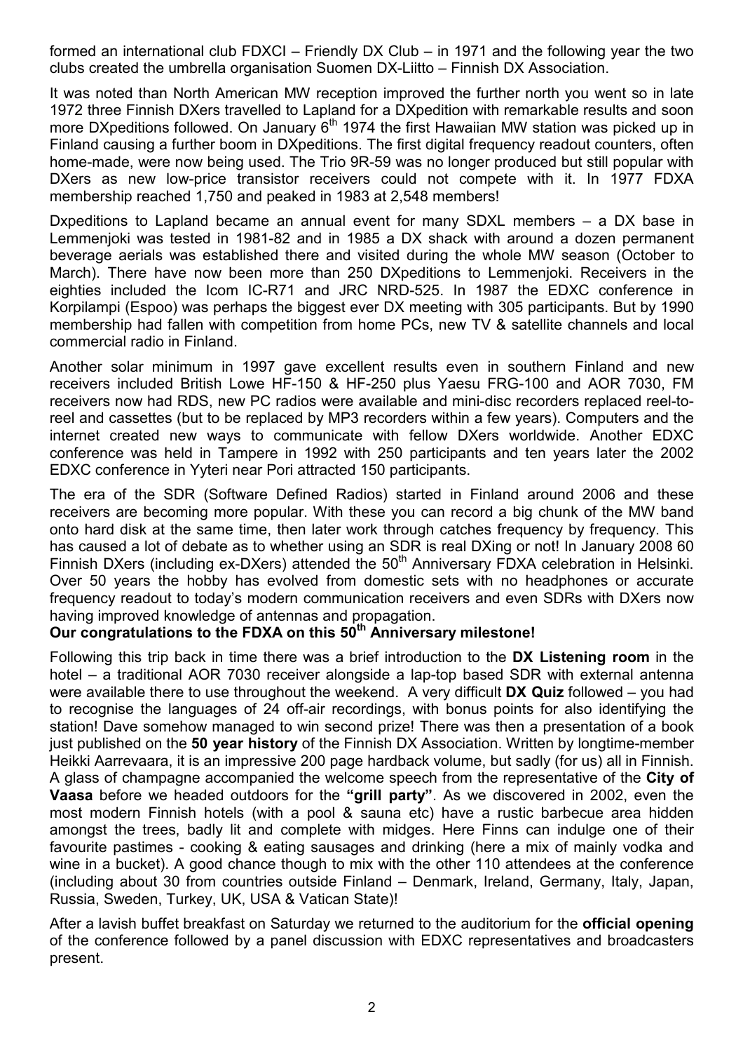formed an international club FDXCI – Friendly DX Club – in 1971 and the following year the two clubs created the umbrella organisation Suomen DX-Liitto – Finnish DX Association.

It was noted than North American MW reception improved the further north you went so in late 1972 three Finnish DXers travelled to Lapland for a DXpedition with remarkable results and soon more DXpeditions followed. On January 6th 1974 the first Hawaiian MW station was picked up in Finland causing a further boom in DXpeditions. The first digital frequency readout counters, often home-made, were now being used. The Trio 9R-59 was no longer produced but still popular with DXers as new low-price transistor receivers could not compete with it. In 1977 FDXA membership reached 1,750 and peaked in 1983 at 2,548 members!

Dxpeditions to Lapland became an annual event for many SDXL members – a DX base in Lemmenjoki was tested in 1981-82 and in 1985 a DX shack with around a dozen permanent beverage aerials was established there and visited during the whole MW season (October to March). There have now been more than 250 DXpeditions to Lemmenjoki. Receivers in the eighties included the Icom IC-R71 and JRC NRD-525. In 1987 the EDXC conference in Korpilampi (Espoo) was perhaps the biggest ever DX meeting with 305 participants. But by 1990 membership had fallen with competition from home PCs, new TV & satellite channels and local commercial radio in Finland.

Another solar minimum in 1997 gave excellent results even in southern Finland and new receivers included British Lowe HF-150 & HF-250 plus Yaesu FRG-100 and AOR 7030, FM receivers now had RDS, new PC radios were available and mini-disc recorders replaced reel-to-reel and cassettes (but to be replaced by MP3 recorders within a few years). Computers and the internet created new ways to communicate with fellow DXers worldwide. Another EDXC conference was held in Tampere in 1992 with 250 participants and ten years later the 2002 EDXC conference in Yyteri near Pori attracted 150 participants.

The era of the SDR (Software Defined Radios) started in Finland around 2006 and these receivers are becoming more popular. With these you can record a big chunk of the MW band onto hard disk at the same time, then later work through catches frequency by frequency. This has caused a lot of debate as to whether using an SDR is real DXing or not! In January 2008 60 Finnish DXers (including ex-DXers) attended the 50th Anniversary FDXA celebration in Helsinki. Over 50 years the hobby has evolved from domestic sets with no headphones or accurate frequency readout to today's modern communication receivers and even SDRs with DXers now having improved knowledge of antennas and propagation.

**Our congratulations to the FDXA on this 50th Anniversary milestone!**

Following this trip back in time there was a brief introduction to the **DX Listening room** in the hotel – a traditional AOR 7030 receiver alongside a lap-top based SDR with external antenna were available there to use throughout the weekend. A very difficult **DX Quiz** followed – you had to recognise the languages of 24 off-air recordings, with bonus points for also identifying the station! Dave somehow managed to win second prize! There was then a presentation of a book just published on the **50 year history** of the Finnish DX Association. Written by longtime-member Heikki Aarrevaara, it is an impressive 200 page hardback volume, but sadly (for us) all in Finnish. A glass of champagne accompanied the welcome speech from the representative of the **City of Vaasa** before we headed outdoors for the **"grill party"**. As we discovered in 2002, even the most modern Finnish hotels (with a pool & sauna etc) have a rustic barbecue area hidden amongst the trees, badly lit and complete with midges. Here Finns can indulge one of their favourite pastimes - cooking & eating sausages and drinking (here a mix of mainly vodka and wine in a bucket). A good chance though to mix with the other 110 attendees at the conference (including about 30 from countries outside Finland – Denmark, Ireland, Germany, Italy, Japan, Russia, Sweden, Turkey, UK, USA & Vatican State)!

After a lavish buffet breakfast on Saturday we returned to the auditorium for the **official opening** of the conference followed by a panel discussion with EDXC representatives and broadcasters present.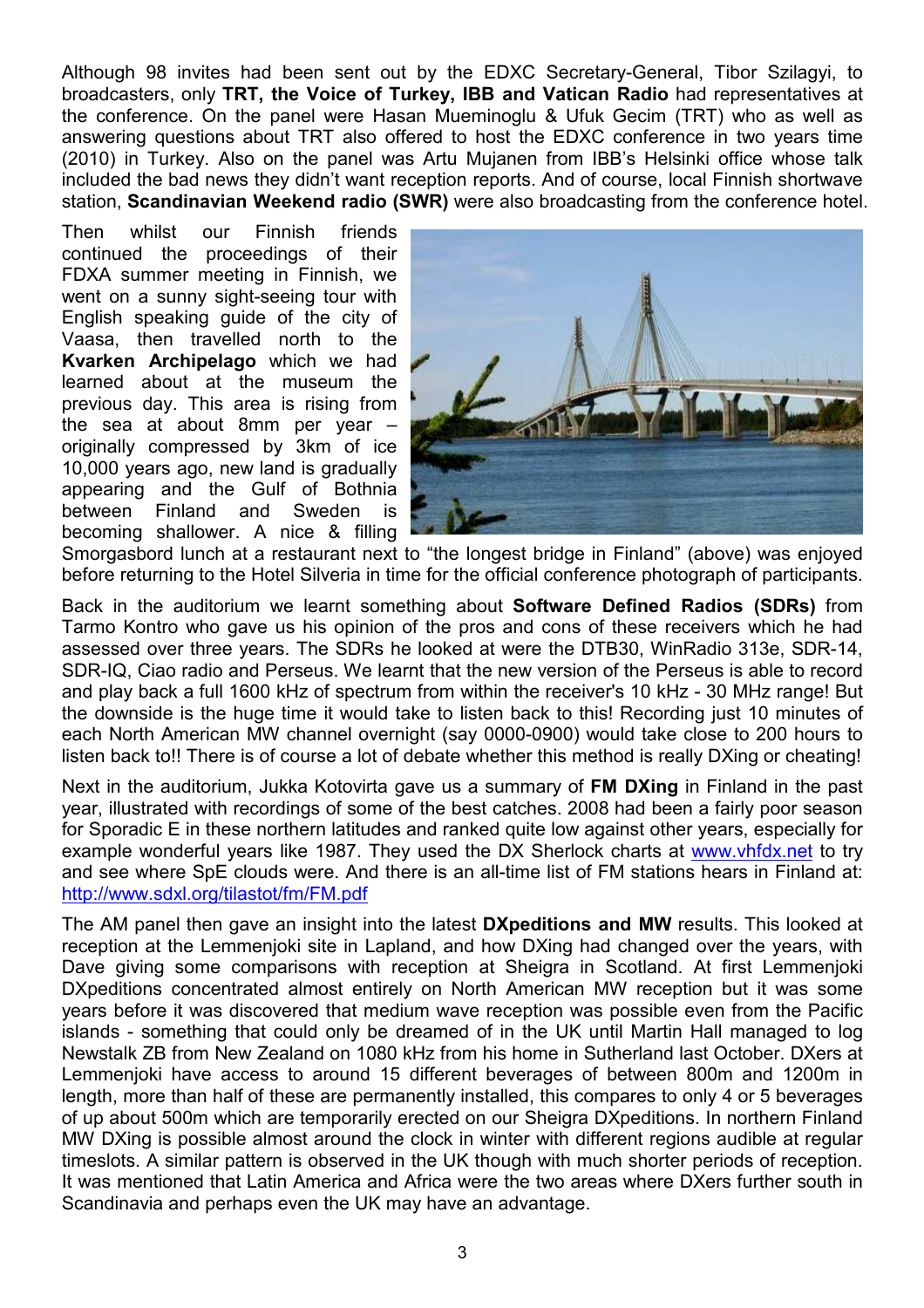Although 98 invites had been sent out by the EDXC Secretary-General, Tibor Szilagyi, to broadcasters, only **TRT, the Voice of Turkey, IBB and Vatican Radio** had representatives at the conference. On the panel were Hasan Mueminoglu & Ufuk Gecim (TRT) who as well as answering questions about TRT also offered to host the EDXC conference in two years time (2010) in Turkey. Also on the panel was Artu Mujanen from IBB's Helsinki office whose talk included the bad news they didn't want reception reports. And of course, local Finnish shortwave station, **Scandinavian Weekend radio (SWR)** were also broadcasting from the conference hotel.

Then whilst our Finnish friends continued the proceedings of their FDXA summer meeting in Finnish, we went on a sunny sight-seeing tour with English speaking guide of the city of Vaasa, then travelled north to the **Kvarken Archipelago** which we had learned about at the museum the previous day. This area is rising from the sea at about 8mm per year – originally compressed by 3km of ice 10,000 years ago, new land is gradually appearing and the Gulf of Bothnia between Finland and Sweden is becoming shallower. A nice & filling Smorgasbord lunch at a restaurant next to "the longest bridge in Finland" (above) was enjoyed before returning to the Hotel Silveria in time for the official conference photograph of participants.

Back in the auditorium we learnt something about **Software Defined Radios (SDRs)** from Tarmo Kontro who gave us his opinion of the pros and cons of these receivers which he had assessed over three years. The SDRs he looked at were the DTB30, WinRadio 313e, SDR-14, SDR-IQ, Ciao radio and Perseus. We learnt that the new version of the Perseus is able to record and play back a full 1600 kHz of spectrum from within the receiver's 10 kHz - 30 MHz range! But the downside is the huge time it would take to listen back to this! Recording just 10 minutes of each North American MW channel overnight (say 0000-0900) would take close to 200 hours to listen back to!! There is of course a lot of debate whether this method is really DXing or cheating!

Next in the auditorium, Jukka Kotovirta gave us a summary of **FM DXing** in Finland in the past year, illustrated with recordings of some of the best catches. 2008 had been a fairly poor season for Sporadic E in these northern latitudes and ranked quite low against other years, especially for example wonderful years like 1987. They used the DX Sherlock charts at www.vhfdx.net to try and see where SpE clouds were. And there is an all-time list of FM stations hears in Finland at: http://www.sdxl.org/tilastot/fm/FM.pdf

The AM panel then gave an insight into the latest **DXpeditions and MW** results. This looked at reception at the Lemmenjoki site in Lapland, and how DXing had changed over the years, with Dave giving some comparisons with reception at Sheigra in Scotland. At first Lemmenjoki DXpeditions concentrated almost entirely on North American MW reception but it was some years before it was discovered that medium wave reception was possible even from the Pacific islands - something that could only be dreamed of in the UK until Martin Hall managed to log Newstalk ZB from New Zealand on 1080 kHz from his home in Sutherland last October. DXers at Lemmenjoki have access to around 15 different beverages of between 800m and 1200m in length, more than half of these are permanently installed, this compares to only 4 or 5 beverages of up about 500m which are temporarily erected on our Sheigra DXpeditions. In northern Finland MW DXing is possible almost around the clock in winter with different regions audible at regular timeslots. A similar pattern is observed in the UK though with much shorter periods of reception. It was mentioned that Latin America and Africa were the two areas where DXers further south in Scandinavia and perhaps even the UK may have an advantage.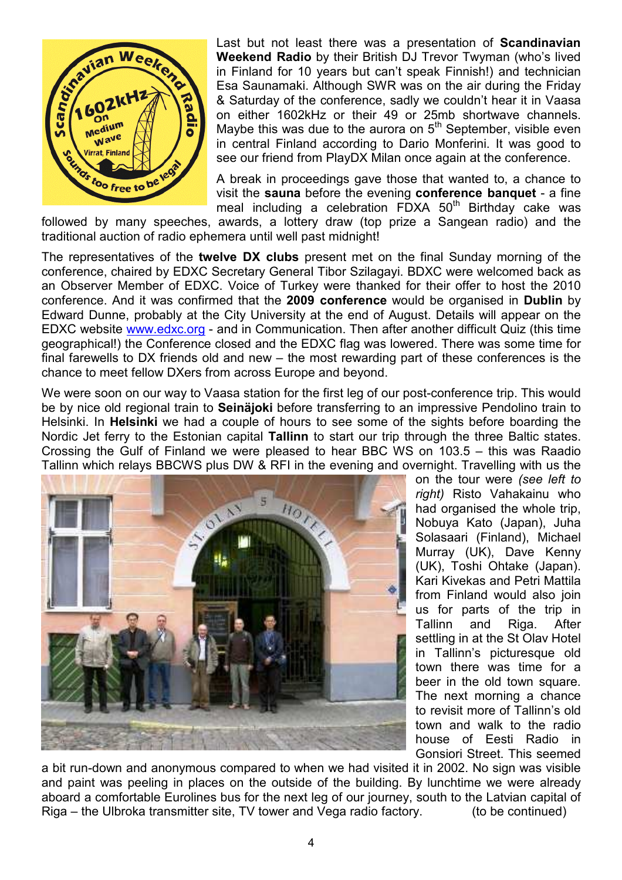Last but not least there was a presentation of **Scandinavian Weekend Radio** by their British DJ Trevor Twyman (who's lived in Finland for 10 years but can't speak Finnish!) and technician Esa Saunamaki. Although SWR was on the air during the Friday & Saturday of the conference, sadly we couldn't hear it in Vaasa on either 1602kHz or their 49 or 25mb shortwave channels. Maybe this was due to the aurora on 5th September, visible even in central Finland according to Dario Monferini. It was good to see our friend from PlayDX Milan once again at the conference.

A break in proceedings gave those that wanted to, a chance to visit the **sauna** before the evening **conference banquet** - a fine meal including a celebration FDXA 50th Birthday cake was followed by many speeches, awards, a lottery draw (top prize a Sangean radio) and the traditional auction of radio ephemera until well past midnight!

The representatives of the **twelve DX clubs** present met on the final Sunday morning of the conference, chaired by EDXC Secretary General Tibor Szilagayi. BDXC were welcomed back as an Observer Member of EDXC. Voice of Turkey were thanked for their offer to host the 2010 conference. And it was confirmed that the **2009 conference** would be organised in **Dublin** by Edward Dunne, probably at the City University at the end of August. Details will appear on the EDXC website www.edxc.org - and in Communication. Then after another difficult Quiz (this time geographical!) the Conference closed and the EDXC flag was lowered. There was some time for final farewells to DX friends old and new – the most rewarding part of these conferences is the chance to meet fellow DXers from across Europe and beyond.

We were soon on our way to Vaasa station for the first leg of our post-conference trip. This would be by nice old regional train to **Seinäjoki** before transferring to an impressive Pendolino train to Helsinki. In **Helsinki** we had a couple of hours to see some of the sights before boarding the Nordic Jet ferry to the Estonian capital **Tallinn** to start our trip through the three Baltic states. Crossing the Gulf of Finland we were pleased to hear BBC WS on 103.5 – this was Raadio Tallinn which relays BBCWS plus DW & RFI in the evening and overnight. Travelling with us the on the tour were *(see left to right)* Risto Vahakainu who had organised the whole trip, Nobuya Kato (Japan), Juha Solasaari (Finland), Michael Murray (UK), Dave Kenny (UK), Toshi Ohtake (Japan). Kari Kivekas and Petri Mattila from Finland would also join us for parts of the trip in Tallinn and Riga. After settling in at the St Olav Hotel in Tallinn's picturesque old town there was time for a beer in the old town square. The next morning a chance to revisit more of Tallinn's old town and walk to the radio house of Eesti Radio in Gonsiori Street. This seemed a bit run-down and anonymous compared to when we had visited it in 2002. No sign was visible and paint was peeling in places on the outside of the building. By lunchtime we were already aboard a comfortable Eurolines bus for the next leg of our journey, south to the Latvian capital of Riga – the Ulbroka transmitter site, TV tower and Vega radio factory. (to be continued)